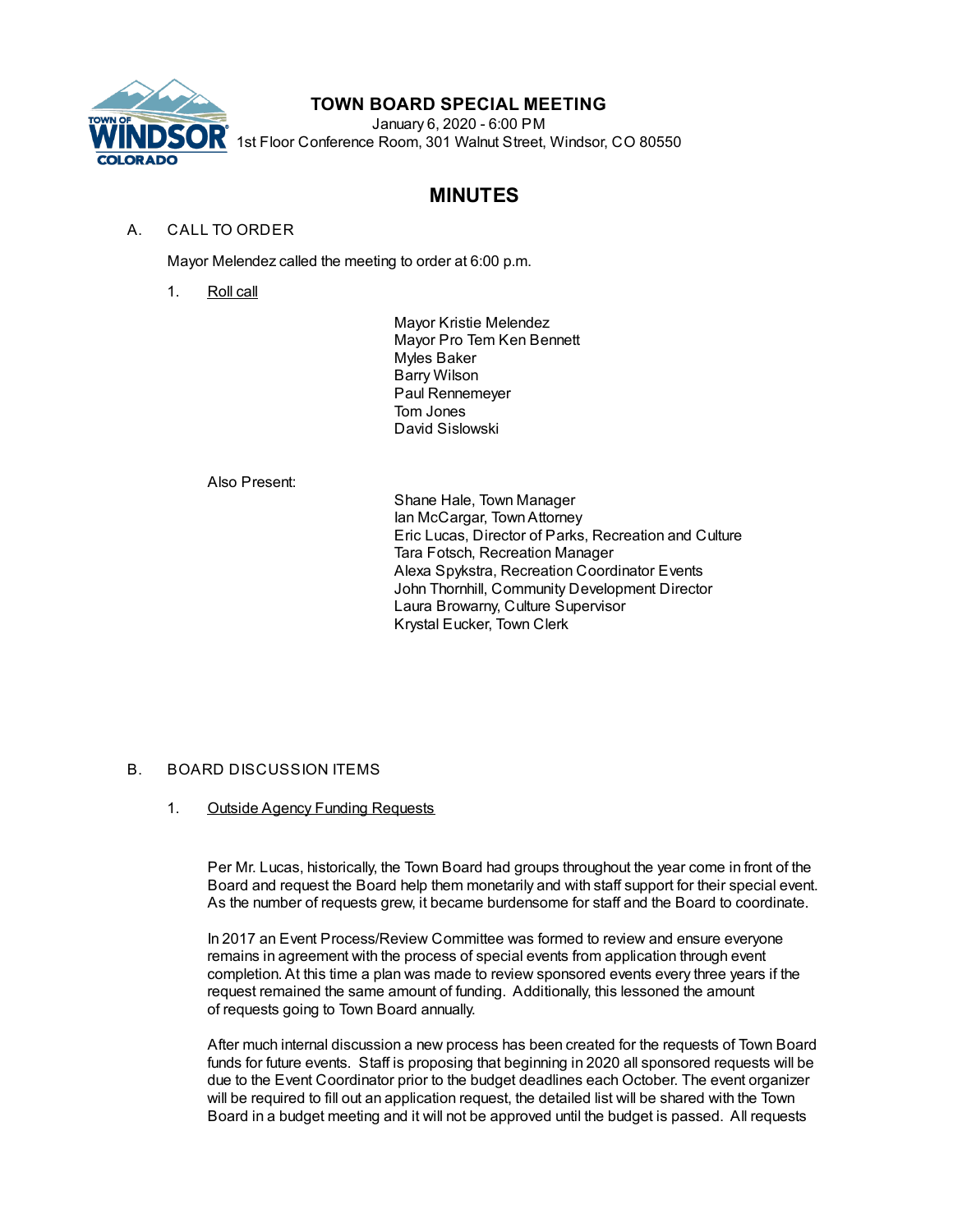# TOWN BOARD SPECIAL MEETING

January 6, 2020 - 6:00 PM
1st Floor Conference Room, 301 Walnut Street, Windsor, CO 80550

## MINUTES

A. CALL TO ORDER

Mayor Melendez called the meeting to order at 6:00 p.m.

1. Roll call

Mayor Kristie Melendez
Mayor Pro Tem Ken Bennett
Myles Baker
Barry Wilson
Paul Rennemeyer
Tom Jones
David Sislowski

Also Present:

Shane Hale, Town Manager
Ian McCargar, Town Attorney
Eric Lucas, Director of Parks, Recreation and Culture
Tara Fotsch, Recreation Manager
Alexa Spykstra, Recreation Coordinator Events
John Thornhill, Community Development Director
Laura Browarny, Culture Supervisor
Krystal Eucker, Town Clerk

B. BOARD DISCUSSION ITEMS

1. Outside Agency Funding Requests

Per Mr. Lucas, historically, the Town Board had groups throughout the year come in front of the Board and request the Board help them monetarily and with staff support for their special event. As the number of requests grew, it became burdensome for staff and the Board to coordinate.

In 2017 an Event Process/Review Committee was formed to review and ensure everyone remains in agreement with the process of special events from application through event completion. At this time a plan was made to review sponsored events every three years if the request remained the same amount of funding. Additionally, this lessoned the amount of requests going to Town Board annually.

After much internal discussion a new process has been created for the requests of Town Board funds for future events. Staff is proposing that beginning in 2020 all sponsored requests will be due to the Event Coordinator prior to the budget deadlines each October. The event organizer will be required to fill out an application request, the detailed list will be shared with the Town Board in a budget meeting and it will not be approved until the budget is passed. All requests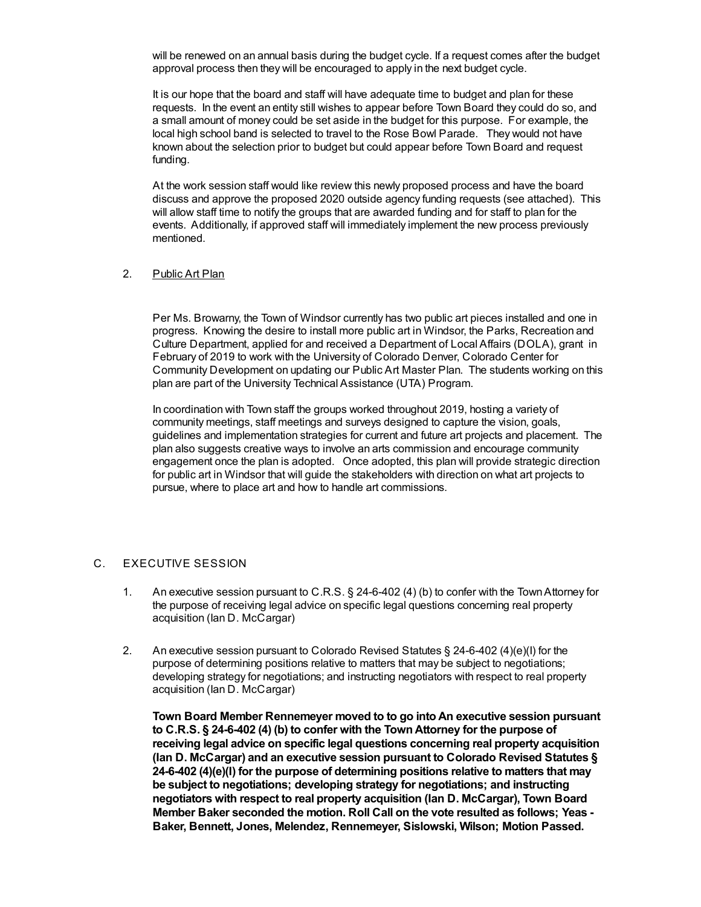will be renewed on an annual basis during the budget cycle. If a request comes after the budget approval process then they will be encouraged to apply in the next budget cycle.

It is our hope that the board and staff will have adequate time to budget and plan for these requests. In the event an entity still wishes to appear before Town Board they could do so, and a small amount of money could be set aside in the budget for this purpose. For example, the local high school band is selected to travel to the Rose Bowl Parade. They would not have known about the selection prior to budget but could appear before Town Board and request funding.

At the work session staff would like review this newly proposed process and have the board discuss and approve the proposed 2020 outside agency funding requests (see attached). This will allow staff time to notify the groups that are awarded funding and for staff to plan for the events. Additionally, if approved staff will immediately implement the new process previously mentioned.

2. Public Art Plan

Per Ms. Browarny, the Town of Windsor currently has two public art pieces installed and one in progress. Knowing the desire to install more public art in Windsor, the Parks, Recreation and Culture Department, applied for and received a Department of Local Affairs (DOLA), grant in February of 2019 to work with the University of Colorado Denver, Colorado Center for Community Development on updating our Public Art Master Plan. The students working on this plan are part of the University Technical Assistance (UTA) Program.

In coordination with Town staff the groups worked throughout 2019, hosting a variety of community meetings, staff meetings and surveys designed to capture the vision, goals, guidelines and implementation strategies for current and future art projects and placement. The plan also suggests creative ways to involve an arts commission and encourage community engagement once the plan is adopted. Once adopted, this plan will provide strategic direction for public art in Windsor that will guide the stakeholders with direction on what art projects to pursue, where to place art and how to handle art commissions.

C. EXECUTIVE SESSION

1. An executive session pursuant to C.R.S. § 24-6-402 (4) (b) to confer with the Town Attorney for the purpose of receiving legal advice on specific legal questions concerning real property acquisition (Ian D. McCargar)

2. An executive session pursuant to Colorado Revised Statutes § 24-6-402 (4)(e)(I) for the purpose of determining positions relative to matters that may be subject to negotiations; developing strategy for negotiations; and instructing negotiators with respect to real property acquisition (Ian D. McCargar)

**Town Board Member Rennemeyer moved to to go into An executive session pursuant to C.R.S. § 24-6-402 (4) (b) to confer with the Town Attorney for the purpose of receiving legal advice on specific legal questions concerning real property acquisition (Ian D. McCargar) and an executive session pursuant to Colorado Revised Statutes § 24-6-402 (4)(e)(I) for the purpose of determining positions relative to matters that may be subject to negotiations; developing strategy for negotiations; and instructing negotiators with respect to real property acquisition (Ian D. McCargar), Town Board Member Baker seconded the motion. Roll Call on the vote resulted as follows; Yeas - Baker, Bennett, Jones, Melendez, Rennemeyer, Sislowski, Wilson; Motion Passed.**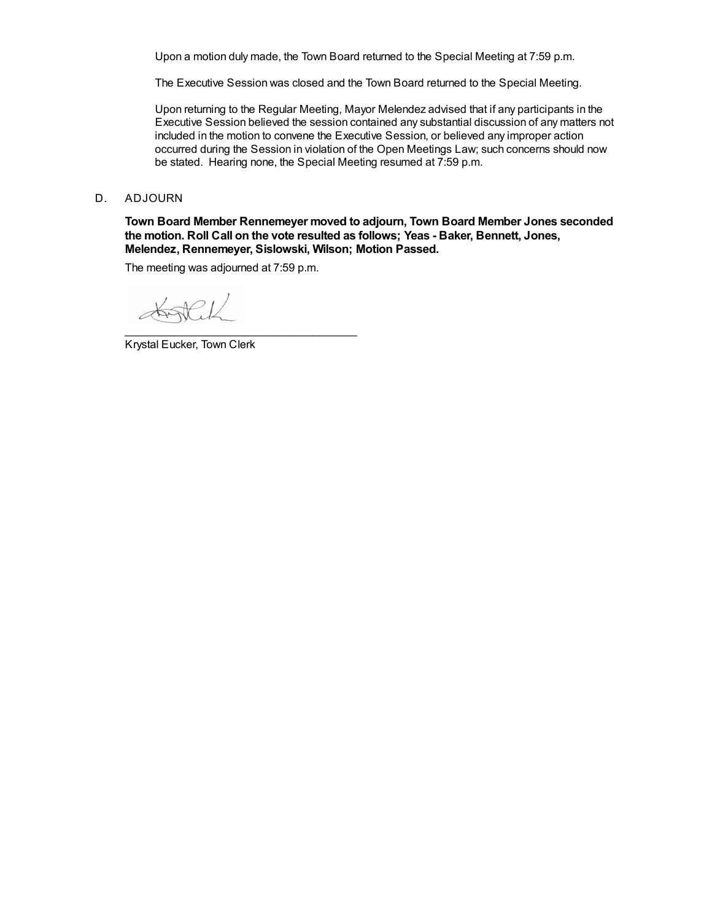Upon a motion duly made, the Town Board returned to the Special Meeting at 7:59 p.m.

The Executive Session was closed and the Town Board returned to the Special Meeting.

Upon returning to the Regular Meeting, Mayor Melendez advised that if any participants in the Executive Session believed the session contained any substantial discussion of any matters not included in the motion to convene the Executive Session, or believed any improper action occurred during the Session in violation of the Open Meetings Law; such concerns should now be stated. Hearing none, the Special Meeting resumed at 7:59 p.m.

D. ADJOURN

**Town Board Member Rennemeyer moved to adjourn, Town Board Member Jones seconded the motion. Roll Call on the vote resulted as follows; Yeas - Baker, Bennett, Jones, Melendez, Rennemeyer, Sislowski, Wilson; Motion Passed.**

The meeting was adjourned at 7:59 p.m.

_______________________________________

Krystal Eucker, Town Clerk